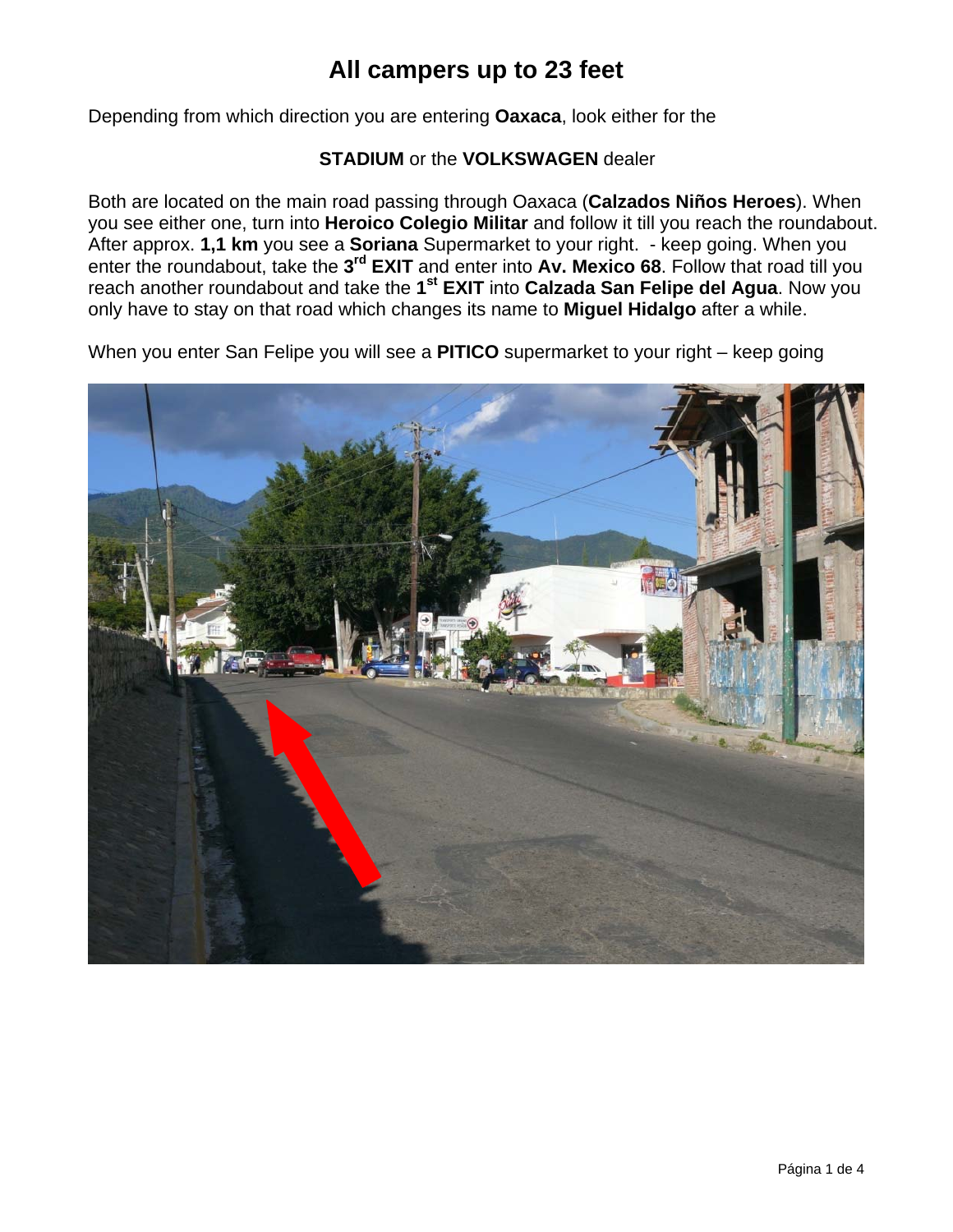# All campers up to 23 feet

Depending from which direction you are entering **Oaxaca**, look either for the

**STADIUM** or the **VOLKSWAGEN** dealer

Both are located on the main road passing through Oaxaca (**Calzados Niños Heroes**). When you see either one, turn into **Heroico Colegio Militar** and follow it till you reach the roundabout. After approx. **1,1 km** you see a **Soriana** Supermarket to your right. - keep going. When you enter the roundabout, take the **3rd EXIT** and enter into **Av. Mexico 68**. Follow that road till you reach another roundabout and take the **1st EXIT** into **Calzada San Felipe del Agua**. Now you only have to stay on that road which changes its name to **Miguel Hidalgo** after a while.

When you enter San Felipe you will see a **PITICO** supermarket to your right – keep going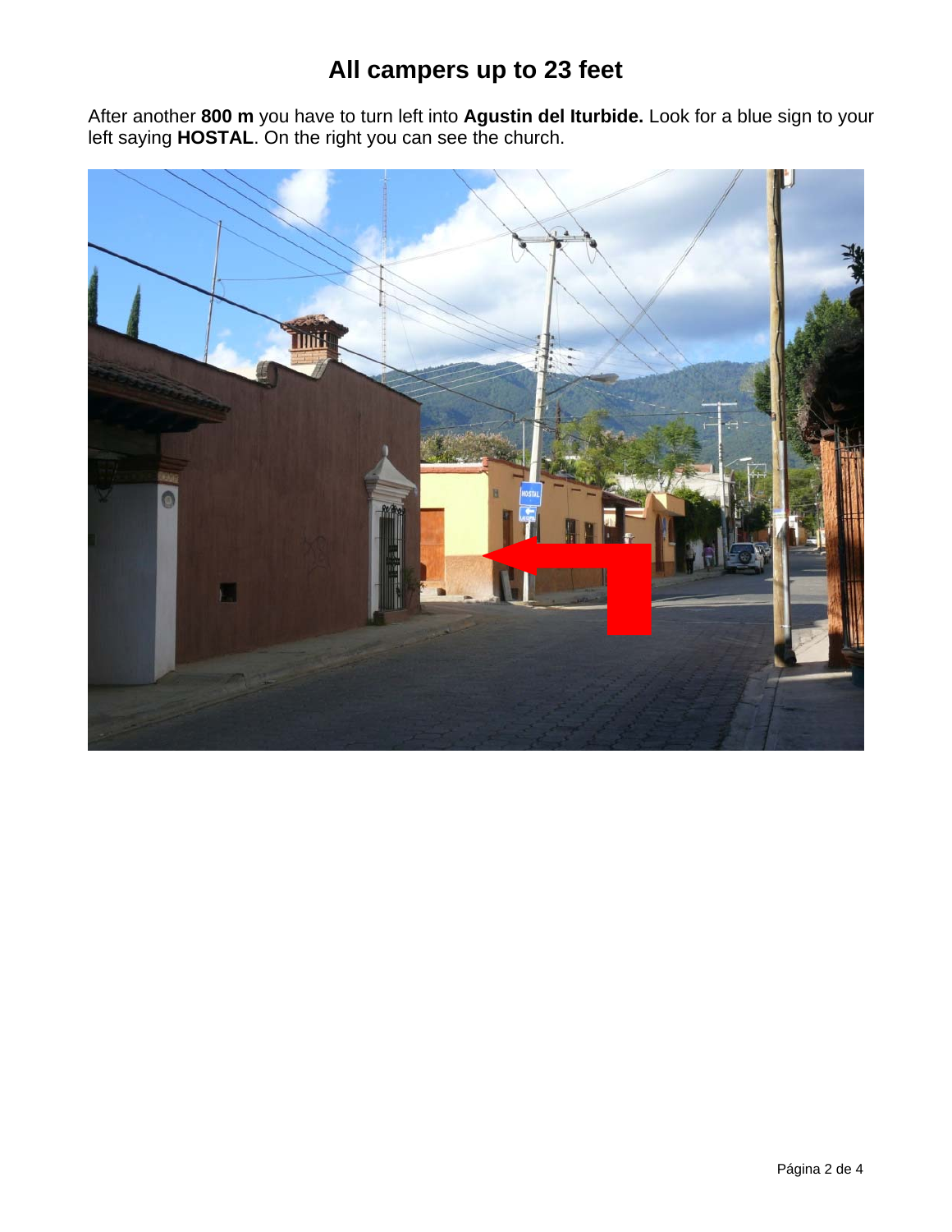# All campers up to 23 feet

After another **800 m** you have to turn left into **Agustin del Iturbide.** Look for a blue sign to your left saying **HOSTAL**. On the right you can see the church.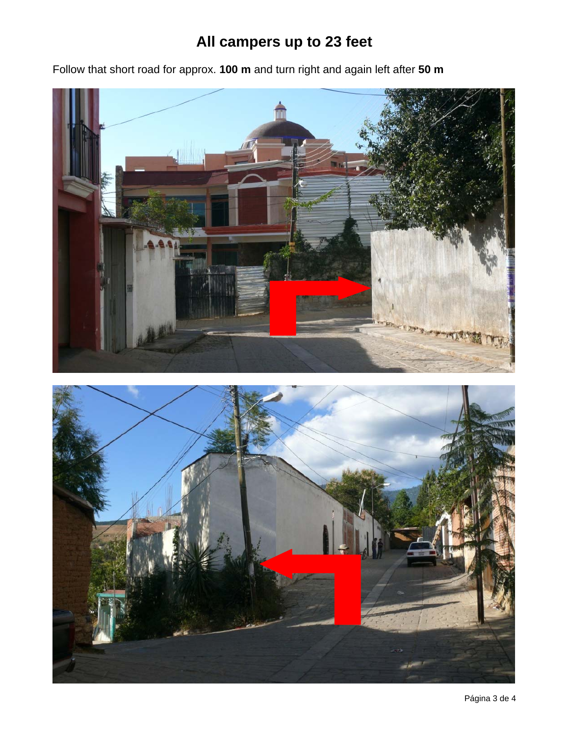# All campers up to 23 feet

Follow that short road for approx. **100 m** and turn right and again left after **50 m**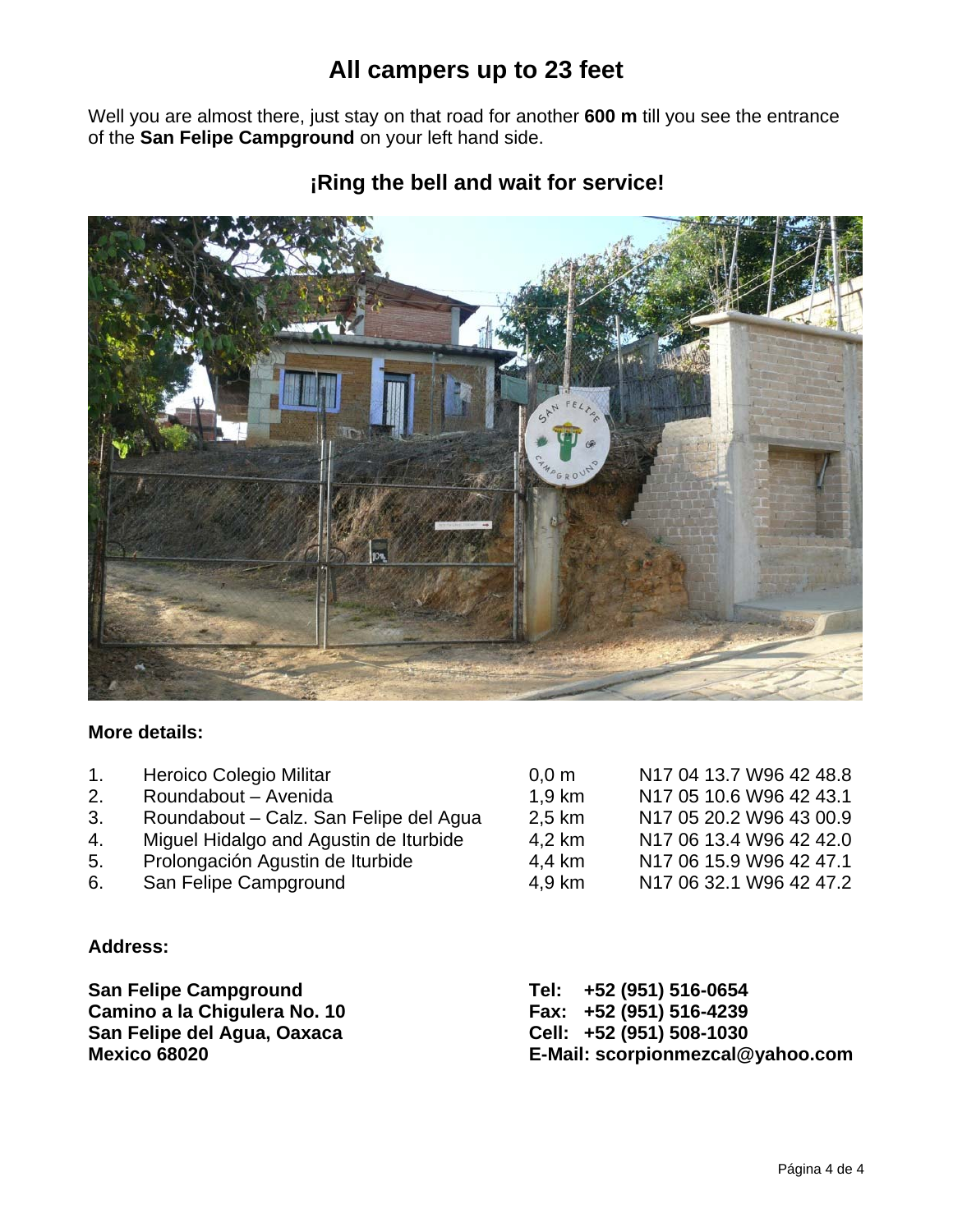# All campers up to 23 feet

Well you are almost there, just stay on that road for another **600 m** till you see the entrance of the **San Felipe Campground** on your left hand side.

## ¡Ring the bell and wait for service!

**More details:**

| | | | |
|---|---|---|---|
| 1. | Heroico Colegio Militar | 0,0 m | N17 04 13.7 W96 42 48.8 |
| 2. | Roundabout – Avenida | 1,9 km | N17 05 10.6 W96 42 43.1 |
| 3. | Roundabout – Calz. San Felipe del Agua | 2,5 km | N17 05 20.2 W96 43 00.9 |
| 4. | Miguel Hidalgo and Agustin de Iturbide | 4,2 km | N17 06 13.4 W96 42 42.0 |
| 5. | Prolongación Agustin de Iturbide | 4,4 km | N17 06 15.9 W96 42 47.1 |
| 6. | San Felipe Campground | 4,9 km | N17 06 32.1 W96 42 47.2 |

**Address:**

**San Felipe Campground**
**Camino a la Chigulera No. 10**
**San Felipe del Agua, Oaxaca**
**Mexico 68020**

**Tel: +52 (951) 516-0654**
**Fax: +52 (951) 516-4239**
**Cell: +52 (951) 508-1030**
**E-Mail: scorpionmezcal@yahoo.com**